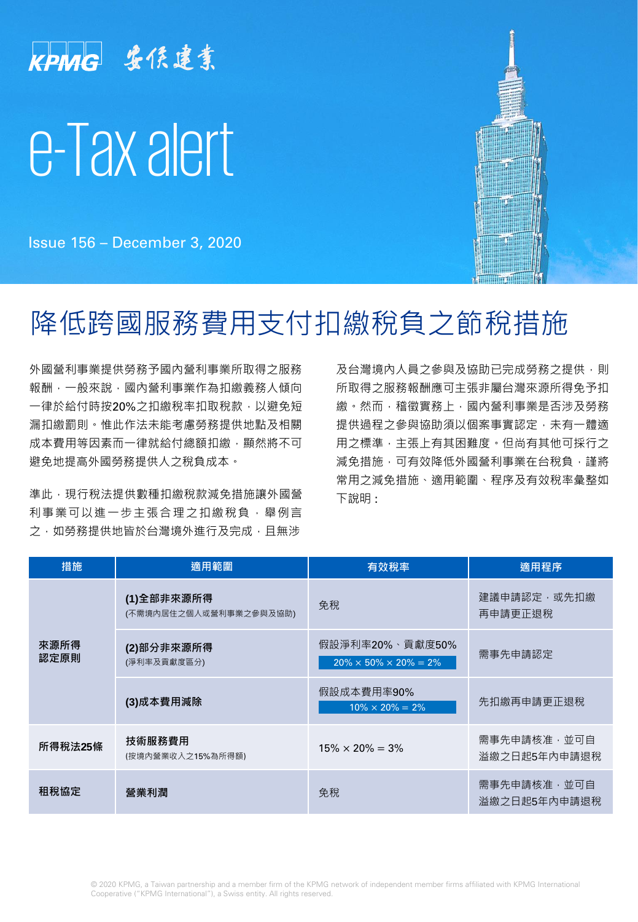KPMG 安侯建業

# e-Tax alert

Issue 156 – December 3, 2020

## 降低跨國服務費用支付扣繳稅負之節稅措施

外國營利事業提供勞務予國內營利事業所取得之服務報酬，一般來說，國內營利事業作為扣繳義務人傾向一律於給付時按20%之扣繳稅率扣取稅款，以避免短漏扣繳罰則。惟此作法未能考慮勞務提供地點及相關成本費用等因素而一律就給付總額扣繳，顯然將不可避免地提高外國勞務提供人之稅負成本。

準此，現行稅法提供數種扣繳稅款減免措施讓外國營利事業可以進一步主張合理之扣繳稅負，舉例言之，如勞務提供地皆於台灣境外進行及完成，且無涉及台灣境內人員之參與及協助已完成勞務之提供，則所取得之服務報酬應可主張非屬台灣來源所得免予扣繳。然而，稽徵實務上，國內營利事業是否涉及勞務提供過程之參與協助須以個案事實認定，未有一體適用之標準，主張上有其困難度。但尚有其他可採行之減免措施，可有效降低外國營利事業在台稅負，謹將常用之減免措施、適用範圍、程序及有效稅率彙整如下說明：

| 措施 | 適用範圍 | 有效稅率 | 適用程序 |
|---|---|---|---|
| 來源所得認定原則 | **(1)全部非來源所得**<br>(不需境內居住之個人或營利事業之參與及協助) | 免稅 | 建議申請認定，或先扣繳再申請更正退稅 |
| | **(2)部分非來源所得**<br>(淨利率及貢獻度區分) | 假設淨利率20%、貢獻度50%<br>20% × 50% × 20% = 2% | 需事先申請認定 |
| | **(3)成本費用減除** | 假設成本費用率90%<br>10% × 20% = 2% | 先扣繳再申請更正退稅 |
| 所得稅法25條 | **技術服務費用**<br>(按境內營業收入之15%為所得額) | 15% × 20% = 3% | 需事先申請核准，並可自溢繳之日起5年內申請退稅 |
| 租稅協定 | **營業利潤** | 免稅 | 需事先申請核准，並可自溢繳之日起5年內申請退稅 |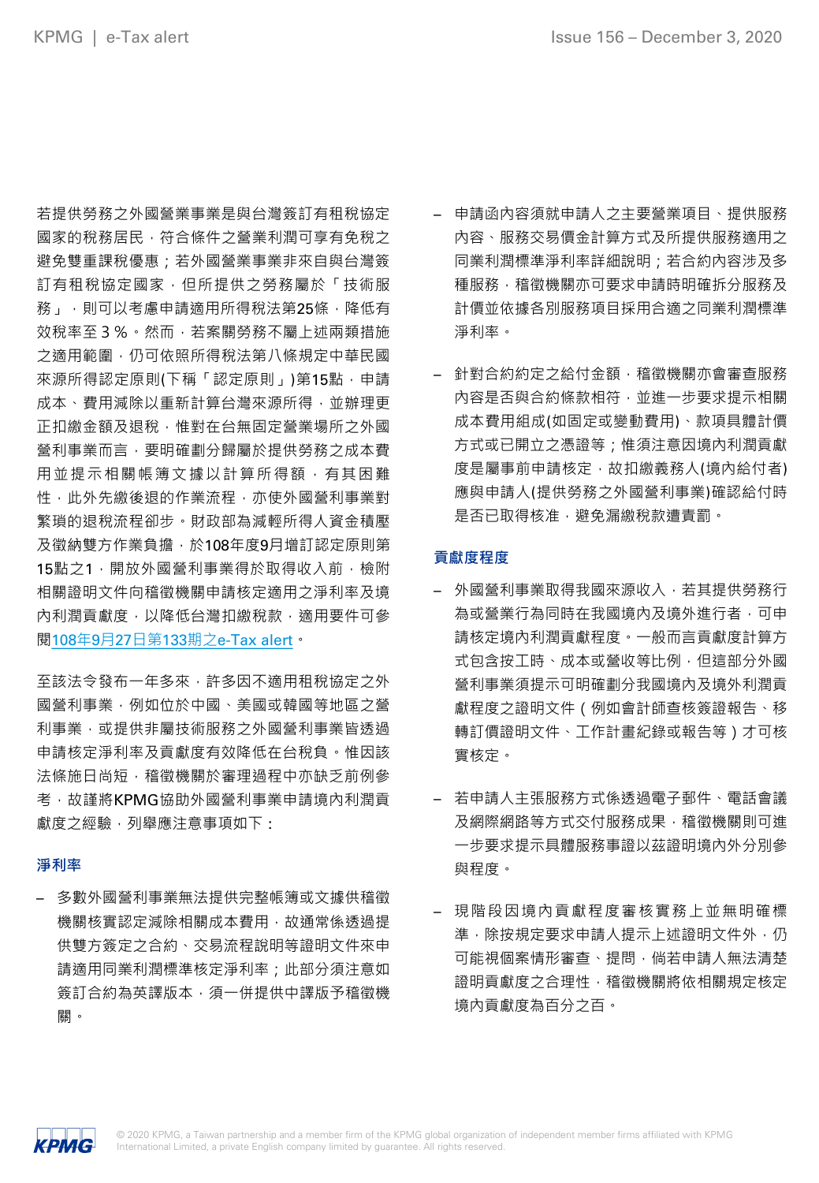若提供勞務之外國營業事業是與台灣簽訂有租稅協定國家的稅務居民，符合條件之營業利潤可享有免稅之避免雙重課稅優惠；若外國營業事業非來自與台灣簽訂有租稅協定國家，但所提供之勞務屬於「技術服務」，則可以考慮申請適用所得稅法第25條，降低有效稅率至３%。然而，若案關勞務不屬上述兩類措施之適用範圍，仍可依照所得稅法第八條規定中華民國來源所得認定原則(下稱「認定原則」)第15點，申請成本、費用以重新計算台灣來源所得，並辦理更正扣繳金額及退稅，惟對在台無固定營業場所之外國營利事業而言，要明確劃分歸屬於提供勞務之成本費用並提示相關帳簿文據以計算所得額，有其困難性，此外先繳後退的作業流程，亦使外國營利事業對繁瑣的退稅流程卻步。財政部為減輕所得人資金積壓及徵納雙方作業負擔，於108年度9月增訂認定原則第15點之1，開放外國營利事業得於取得收入前，檢附相關證明文件向稽徵機關申請核定適用之淨利率及境內利潤貢獻度，以降低台灣扣繳稅款，適用要件可參閱[108年9月27日第133期之e-Tax alert](108年9月27日第133期之e-Tax alert)。

至該法令發布一年多來，許多因不適用租稅協定之外國營利事業，例如位於中國、美國或韓國等地區之營利事業，或提供非屬技術服務之外國營利事業皆透過申請核定淨利率及貢獻度有效降低在台稅負。惟因該法條施日尚短，稽徵機關於審理過程中亦缺乏前例參考，故謹將KPMG協助外國營利事業申請境內利潤貢獻度之經驗，列舉應注意事項如下：

**淨利率**

- 多數外國營利事業無法提供完整帳簿或文據供稽徵機關核實認定減除相關成本費用，故通常係透過提供雙方簽定之合約、交易流程說明等證明文件來申請適用同業利潤標準核定淨利率；此部分須注意如簽訂合約為英譯版本，須一併提供中譯版予稽徵機關。
- 申請函內容須就申請人之主要營業項目、提供服務內容、服務交易價金計算方式及所提供服務適用之同業利潤標準淨利率詳細說明；若合約內容涉及多種服務，稽徵機關亦可要求申請時明確拆分服務及計價並依據各別服務項目採用合適之同業利潤標準淨利率。
- 針對合約約定之給付金額，稽徵機關亦會審查服務內容是否與合約條款相符，並進一步要求提示相關成本費用組成(如固定或變動費用)、款項具體計價方式或已開立之憑證等；惟須注意因境內利潤貢獻度是屬事前申請核定，故扣繳義務人(境內給付者)應與申請人(提供勞務之外國營利事業)確認給付時是否已取得核准，避免漏繳稅款遭責罰。

**貢獻度程度**

- 外國營利事業取得我國來源收入，若其提供勞務行為或營業行為同時在我國境內及境外進行者，可申請核定境內利潤貢獻程度。一般而言貢獻度計算方式包含按工時、成本或營收等比例，但這部分外國營利事業須提示可明確劃分我國境內及境外利潤貢獻程度之證明文件（例如會計師查核簽證報告、移轉訂價證明文件、工作計畫紀錄或報告等）才可核實核定。
- 若申請人主張服務方式係透過電子郵件、電話會議及網際網路等方式交付服務成果，稽徵機關則可進一步要求提示具體服務事證以茲證明境內外分別參與程度。
- 現階段因境內貢獻程度審核實務上並無明確標準，除按規定要求申請人提示上述證明文件外，仍可能視個案情形審查、提問，倘若申請人無法清楚證明貢獻度之合理性，稽徵機關將依相關規定核定境內貢獻度為百分之百。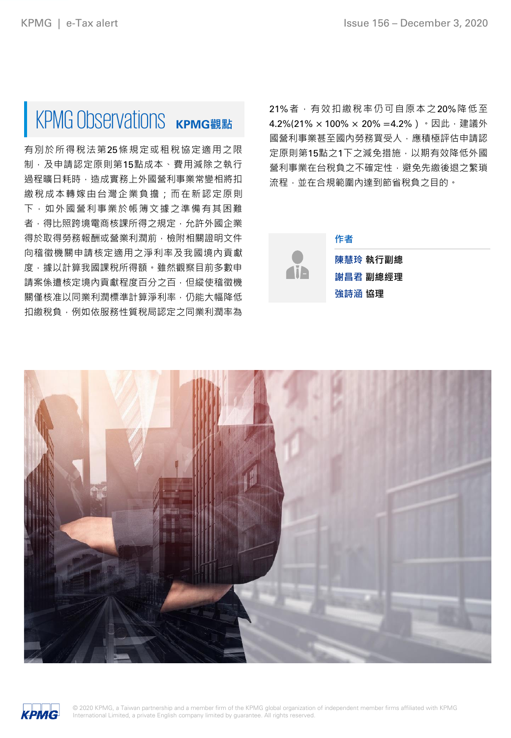## KPMG Observations KPMG觀點

有別於所得稅法第25條規定或租稅協定適用之限制，及申請認定原則第15點成本、費用減除之執行過程曠日耗時，造成實務上外國營利事業常變相將扣繳稅成本轉嫁由台灣企業負擔；而在新認定原則下，如外國營利事業於帳簿文據之準備有其困難者，得比照跨境電商核課所得之規定，允許外國企業得於取得勞務報酬或營業利潤前，檢附相關證明文件向稽徵機關申請核定適用之淨利率及我國境內貢獻度，據以計算我國課稅所得額。雖然觀察目前多數申請案係遭核定境內貢獻程度百分之百，但縱使稽徵機關僅核准以同業利潤標準計算淨利率，仍能大幅降低扣繳稅負，例如依服務性質稅局認定之同業利潤率為21%者，有效扣繳稅率仍可自原本之20%降低至4.2%(21% × 100% × 20% =4.2%）。因此，建議外國營利事業甚至國內勞務買受人，應積極評估申請認定原則第15點之1下之減免措施，以期有效降低外國營利事業在台稅負之不確定性，避免先繳後退之繁瑣流程，並在合規範圍內達到節省稅負之目的。

**作者**

**陳慧玲 執行副總**

**謝昌君 副總經理**

**強詩涵 協理**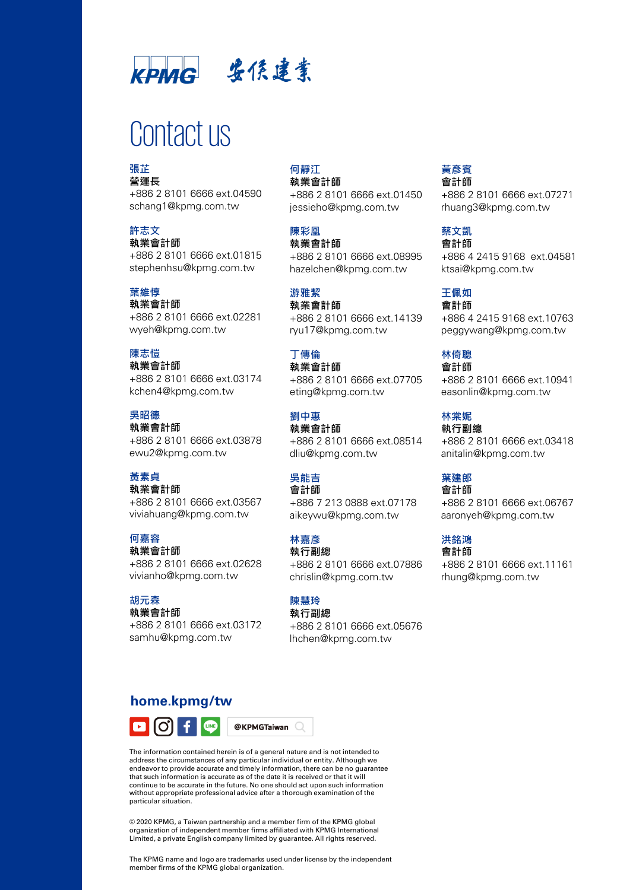KPMG 安侯建業

# Contact us

**張芷**
**營運長**
+886 2 8101 6666 ext.04590
schang1@kpmg.com.tw

**許志文**
**執業會計師**
+886 2 8101 6666 ext.01815
stephenhsu@kpmg.com.tw

**葉維惇**
**執業會計師**
+886 2 8101 6666 ext.02281
wyeh@kpmg.com.tw

**陳志愷**
**執業會計師**
+886 2 8101 6666 ext.03174
kchen4@kpmg.com.tw

**吳昭德**
**執業會計師**
+886 2 8101 6666 ext.03878
ewu2@kpmg.com.tw

**黃素貞**
**執業會計師**
+886 2 8101 6666 ext.03567
viviahuang@kpmg.com.tw

**何嘉容**
**執業會計師**
+886 2 8101 6666 ext.02628
vivianho@kpmg.com.tw

**胡元森**
**執業會計師**
+886 2 8101 6666 ext.03172
samhu@kpmg.com.tw

**何靜江**
**執業會計師**
+886 2 8101 6666 ext.01450
jessieho@kpmg.com.tw

**陳彩凰**
**執業會計師**
+886 2 8101 6666 ext.08995
hazelchen@kpmg.com.tw

**游雅絜**
**執業會計師**
+886 2 8101 6666 ext.14139
ryu17@kpmg.com.tw

**丁傳倫**
**執業會計師**
+886 2 8101 6666 ext.07705
eting@kpmg.com.tw

**劉中惠**
**執業會計師**
+886 2 8101 6666 ext.08514
dliu@kpmg.com.tw

**吳能吉**
**會計師**
+886 7 213 0888 ext.07178
aikeywu@kpmg.com.tw

**林嘉彥**
**執行副總**
+886 2 8101 6666 ext.07886
chrislin@kpmg.com.tw

**陳慧玲**
**執行副總**
+886 2 8101 6666 ext.05676
lhchen@kpmg.com.tw

**黃彥賓**
**會計師**
+886 2 8101 6666 ext.07271
rhuang3@kpmg.com.tw

**蔡文凱**
**會計師**
+886 4 2415 9168 ext.04581
ktsai@kpmg.com.tw

**王佩如**
**會計師**
+886 4 2415 9168 ext.10763
peggywang@kpmg.com.tw

**林倚聰**
**會計師**
+886 2 8101 6666 ext.10941
easonlin@kpmg.com.tw

**林棠妮**
**執行副總**
+886 2 8101 6666 ext.03418
anitalin@kpmg.com.tw

**葉建郎**
**會計師**
+886 2 8101 6666 ext.06767
aaronyeh@kpmg.com.tw

**洪銘鴻**
**會計師**
+886 2 8101 6666 ext.11161
rhung@kpmg.com.tw

**home.kpmg/tw**

@KPMGTaiwan

The information contained herein is of a general nature and is not intended to address the circumstances of any particular individual or entity. Although we endeavor to provide accurate and timely information, there can be no guarantee that such information is accurate as of the date it is received or that it will continue to be accurate in the future. No one should act upon such information without appropriate professional advice after a thorough examination of the particular situation.

© 2020 KPMG, a Taiwan partnership and a member firm of the KPMG global organization of independent member firms affiliated with KPMG International Limited, a private English company limited by guarantee. All rights reserved.

The KPMG name and logo are trademarks used under license by the independent member firms of the KPMG global organization.